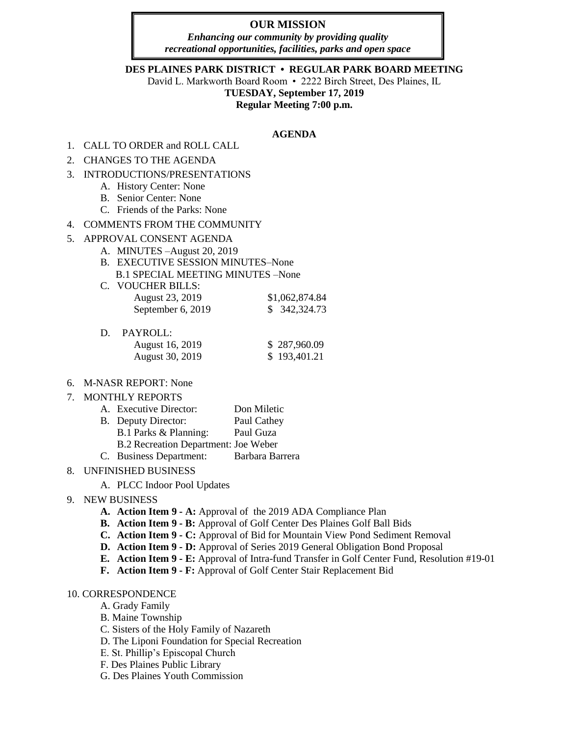**OUR MISSION**

***Enhancing our community by providing quality recreational opportunities, facilities, parks and open space***

**DES PLAINES PARK DISTRICT • REGULAR PARK BOARD MEETING**

David L. Markworth Board Room • 2222 Birch Street, Des Plaines, IL

**TUESDAY, September 17, 2019**

**Regular Meeting 7:00 p.m.**

**AGENDA**

1. CALL TO ORDER and ROLL CALL
2. CHANGES TO THE AGENDA
3. INTRODUCTIONS/PRESENTATIONS
   - A. History Center: None
   - B. Senior Center: None
   - C. Friends of the Parks: None
4. COMMENTS FROM THE COMMUNITY
5. APPROVAL CONSENT AGENDA
   - A. MINUTES –August 20, 2019
   - B. EXECUTIVE SESSION MINUTES–None
     - B.1 SPECIAL MEETING MINUTES –None
   - C. VOUCHER BILLS:

     | | |
     |---|---|
     | August 23, 2019 | $1,062,874.84 |
     | September 6, 2019 | $ 342,324.73 |

   - D. PAYROLL:

     | | |
     |---|---|
     | August 16, 2019 | $ 287,960.09 |
     | August 30, 2019 | $ 193,401.21 |

6. M-NASR REPORT: None
7. MONTHLY REPORTS
   - A. Executive Director: Don Miletic
   - B. Deputy Director: Paul Cathey
     - B.1 Parks & Planning: Paul Guza
     - B.2 Recreation Department: Joe Weber
   - C. Business Department: Barbara Barrera
8. UNFINISHED BUSINESS
   - A. PLCC Indoor Pool Updates
9. NEW BUSINESS
   - **A. Action Item 9 - A:** Approval of the 2019 ADA Compliance Plan
   - **B. Action Item 9 - B:** Approval of Golf Center Des Plaines Golf Ball Bids
   - **C. Action Item 9 - C:** Approval of Bid for Mountain View Pond Sediment Removal
   - **D. Action Item 9 - D:** Approval of Series 2019 General Obligation Bond Proposal
   - **E. Action Item 9 - E:** Approval of Intra-fund Transfer in Golf Center Fund, Resolution #19-01
   - **F. Action Item 9 - F:** Approval of Golf Center Stair Replacement Bid
10. CORRESPONDENCE
    - A. Grady Family
    - B. Maine Township
    - C. Sisters of the Holy Family of Nazareth
    - D. The Liponi Foundation for Special Recreation
    - E. St. Phillip's Episcopal Church
    - F. Des Plaines Public Library
    - G. Des Plaines Youth Commission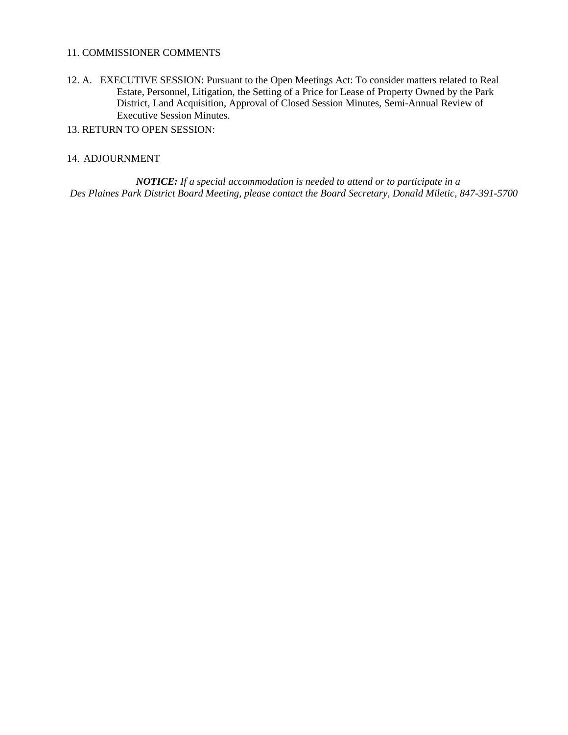11. COMMISSIONER COMMENTS

12. A. EXECUTIVE SESSION: Pursuant to the Open Meetings Act: To consider matters related to Real Estate, Personnel, Litigation, the Setting of a Price for Lease of Property Owned by the Park District, Land Acquisition, Approval of Closed Session Minutes, Semi-Annual Review of Executive Session Minutes.

13. RETURN TO OPEN SESSION:

14. ADJOURNMENT

***NOTICE:*** *If a special accommodation is needed to attend or to participate in a Des Plaines Park District Board Meeting, please contact the Board Secretary, Donald Miletic, 847-391-5700*